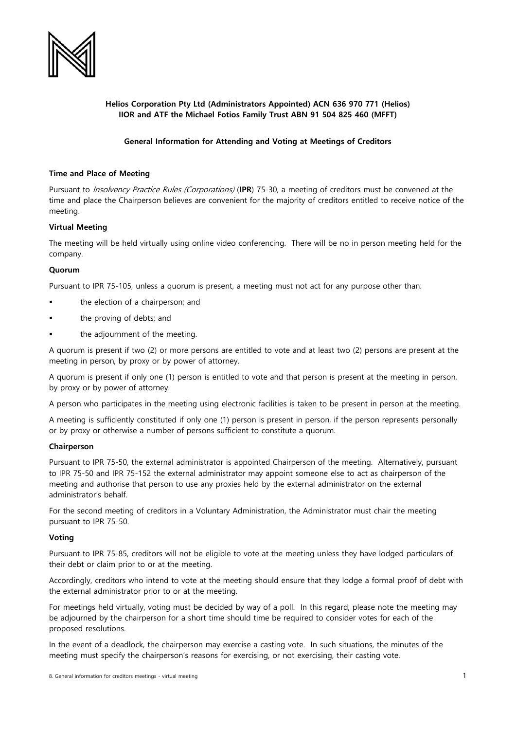**Helios Corporation Pty Ltd (Administrators Appointed) ACN 636 970 771 (Helios)**
**IIOR and ATF the Michael Fotios Family Trust ABN 91 504 825 460 (MFFT)**

**General Information for Attending and Voting at Meetings of Creditors**

**Time and Place of Meeting**

Pursuant to *Insolvency Practice Rules (Corporations)* (**IPR**) 75-30, a meeting of creditors must be convened at the time and place the Chairperson believes are convenient for the majority of creditors entitled to receive notice of the meeting.

**Virtual Meeting**

The meeting will be held virtually using online video conferencing. There will be no in person meeting held for the company.

**Quorum**

Pursuant to IPR 75-105, unless a quorum is present, a meeting must not act for any purpose other than:

- the election of a chairperson; and
- the proving of debts; and
- the adjournment of the meeting.

A quorum is present if two (2) or more persons are entitled to vote and at least two (2) persons are present at the meeting in person, by proxy or by power of attorney.

A quorum is present if only one (1) person is entitled to vote and that person is present at the meeting in person, by proxy or by power of attorney.

A person who participates in the meeting using electronic facilities is taken to be present in person at the meeting.

A meeting is sufficiently constituted if only one (1) person is present in person, if the person represents personally or by proxy or otherwise a number of persons sufficient to constitute a quorum.

**Chairperson**

Pursuant to IPR 75-50, the external administrator is appointed Chairperson of the meeting. Alternatively, pursuant to IPR 75-50 and IPR 75-152 the external administrator may appoint someone else to act as chairperson of the meeting and authorise that person to use any proxies held by the external administrator on the external administrator's behalf.

For the second meeting of creditors in a Voluntary Administration, the Administrator must chair the meeting pursuant to IPR 75-50.

**Voting**

Pursuant to IPR 75-85, creditors will not be eligible to vote at the meeting unless they have lodged particulars of their debt or claim prior to or at the meeting.

Accordingly, creditors who intend to vote at the meeting should ensure that they lodge a formal proof of debt with the external administrator prior to or at the meeting.

For meetings held virtually, voting must be decided by way of a poll. In this regard, please note the meeting may be adjourned by the chairperson for a short time should time be required to consider votes for each of the proposed resolutions.

In the event of a deadlock, the chairperson may exercise a casting vote. In such situations, the minutes of the meeting must specify the chairperson's reasons for exercising, or not exercising, their casting vote.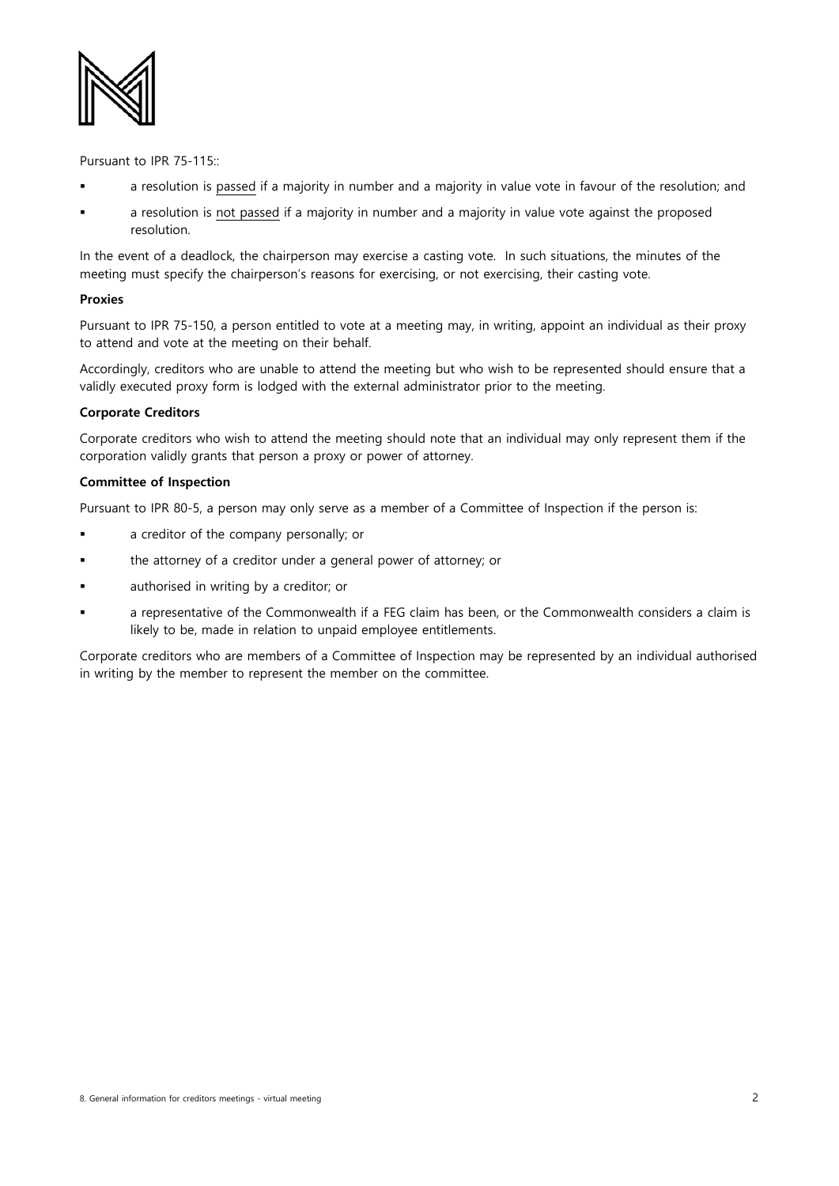Pursuant to IPR 75-115::

- a resolution is passed if a majority in number and a majority in value vote in favour of the resolution; and
- a resolution is not passed if a majority in number and a majority in value vote against the proposed resolution.

In the event of a deadlock, the chairperson may exercise a casting vote. In such situations, the minutes of the meeting must specify the chairperson's reasons for exercising, or not exercising, their casting vote.

**Proxies**

Pursuant to IPR 75-150, a person entitled to vote at a meeting may, in writing, appoint an individual as their proxy to attend and vote at the meeting on their behalf.

Accordingly, creditors who are unable to attend the meeting but who wish to be represented should ensure that a validly executed proxy form is lodged with the external administrator prior to the meeting.

**Corporate Creditors**

Corporate creditors who wish to attend the meeting should note that an individual may only represent them if the corporation validly grants that person a proxy or power of attorney.

**Committee of Inspection**

Pursuant to IPR 80-5, a person may only serve as a member of a Committee of Inspection if the person is:

- a creditor of the company personally; or
- the attorney of a creditor under a general power of attorney; or
- authorised in writing by a creditor; or
- a representative of the Commonwealth if a FEG claim has been, or the Commonwealth considers a claim is likely to be, made in relation to unpaid employee entitlements.

Corporate creditors who are members of a Committee of Inspection may be represented by an individual authorised in writing by the member to represent the member on the committee.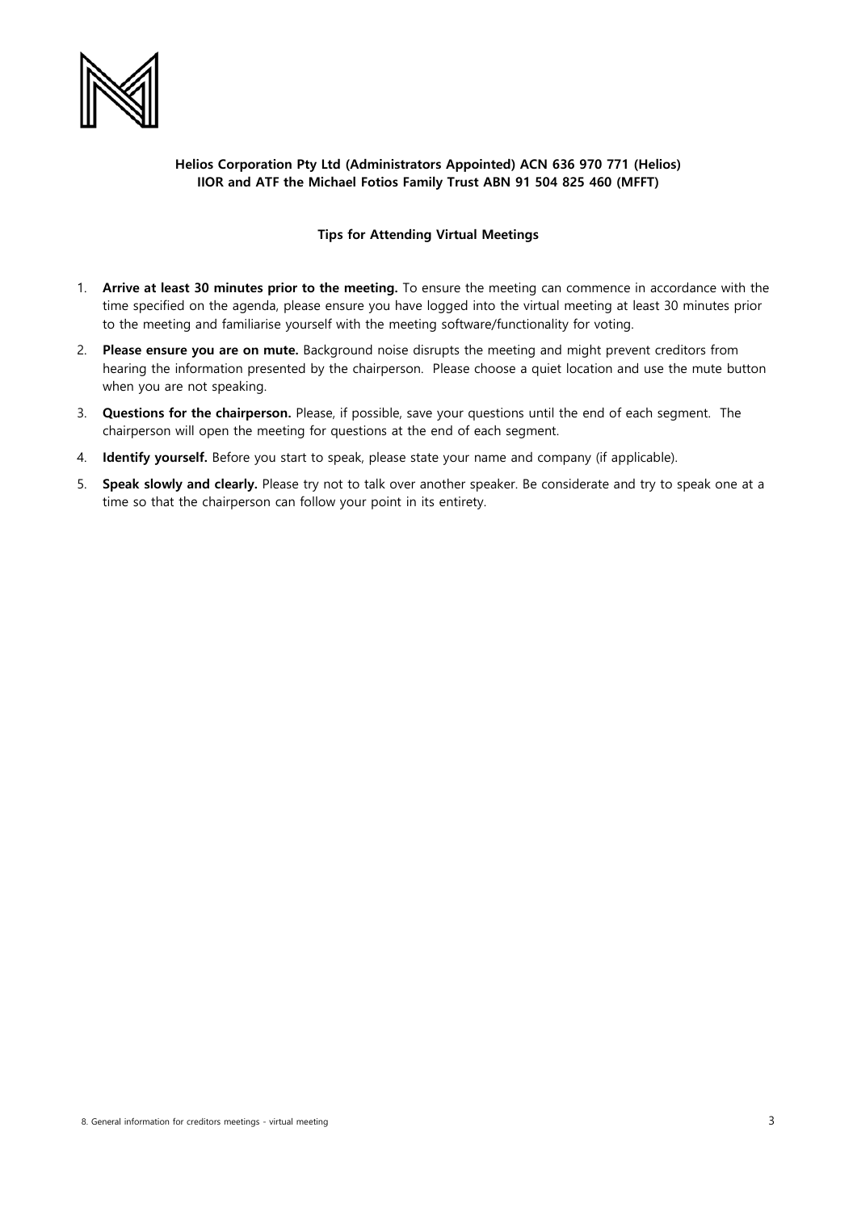**Helios Corporation Pty Ltd (Administrators Appointed) ACN 636 970 771 (Helios)**
**IIOR and ATF the Michael Fotios Family Trust ABN 91 504 825 460 (MFFT)**

**Tips for Attending Virtual Meetings**

1. **Arrive at least 30 minutes prior to the meeting.** To ensure the meeting can commence in accordance with the time specified on the agenda, please ensure you have logged into the virtual meeting at least 30 minutes prior to the meeting and familiarise yourself with the meeting software/functionality for voting.
2. **Please ensure you are on mute.** Background noise disrupts the meeting and might prevent creditors from hearing the information presented by the chairperson. Please choose a quiet location and use the mute button when you are not speaking.
3. **Questions for the chairperson.** Please, if possible, save your questions until the end of each segment. The chairperson will open the meeting for questions at the end of each segment.
4. **Identify yourself.** Before you start to speak, please state your name and company (if applicable).
5. **Speak slowly and clearly.** Please try not to talk over another speaker. Be considerate and try to speak one at a time so that the chairperson can follow your point in its entirety.